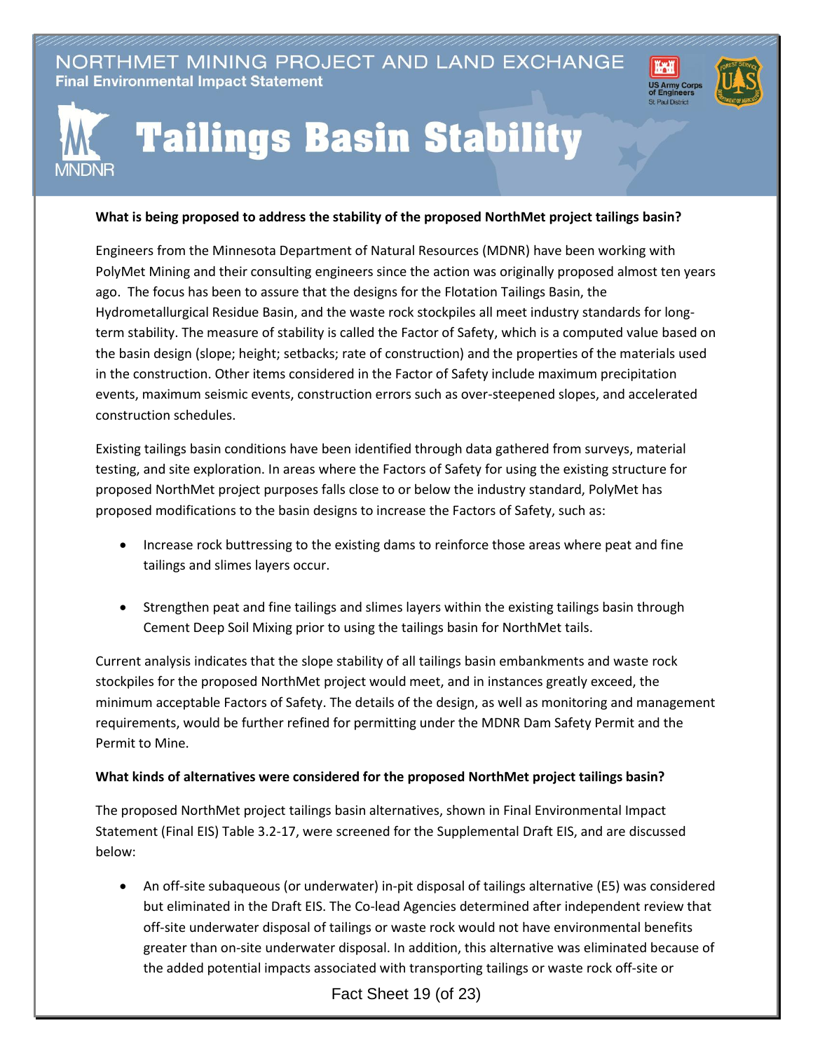NORTHMET MINING PROJECT AND LAND EXCHANGE

**Final Environmental Impact Statement**

# Tailings Basin Stability

**What is being proposed to address the stability of the proposed NorthMet project tailings basin?**

Engineers from the Minnesota Department of Natural Resources (MDNR) have been working with PolyMet Mining and their consulting engineers since the action was originally proposed almost ten years ago. The focus has been to assure that the designs for the Flotation Tailings Basin, the Hydrometallurgical Residue Basin, and the waste rock stockpiles all meet industry standards for long-term stability. The measure of stability is called the Factor of Safety, which is a computed value based on the basin design (slope; height; setbacks; rate of construction) and the properties of the materials used in the construction. Other items considered in the Factor of Safety include maximum precipitation events, maximum seismic events, construction errors such as over-steepened slopes, and accelerated construction schedules.

Existing tailings basin conditions have been identified through data gathered from surveys, material testing, and site exploration. In areas where the Factors of Safety for using the existing structure for proposed NorthMet project purposes falls close to or below the industry standard, PolyMet has proposed modifications to the basin designs to increase the Factors of Safety, such as:

- Increase rock buttressing to the existing dams to reinforce those areas where peat and fine tailings and slimes layers occur.
- Strengthen peat and fine tailings and slimes layers within the existing tailings basin through Cement Deep Soil Mixing prior to using the tailings basin for NorthMet tails.

Current analysis indicates that the slope stability of all tailings basin embankments and waste rock stockpiles for the proposed NorthMet project would meet, and in instances greatly exceed, the minimum acceptable Factors of Safety. The details of the design, as well as monitoring and management requirements, would be further refined for permitting under the MDNR Dam Safety Permit and the Permit to Mine.

**What kinds of alternatives were considered for the proposed NorthMet project tailings basin?**

The proposed NorthMet project tailings basin alternatives, shown in Final Environmental Impact Statement (Final EIS) Table 3.2-17, were screened for the Supplemental Draft EIS, and are discussed below:

- An off-site subaqueous (or underwater) in-pit disposal of tailings alternative (E5) was considered but eliminated in the Draft EIS. The Co-lead Agencies determined after independent review that off-site underwater disposal of tailings or waste rock would not have environmental benefits greater than on-site underwater disposal. In addition, this alternative was eliminated because of the added potential impacts associated with transporting tailings or waste rock off-site or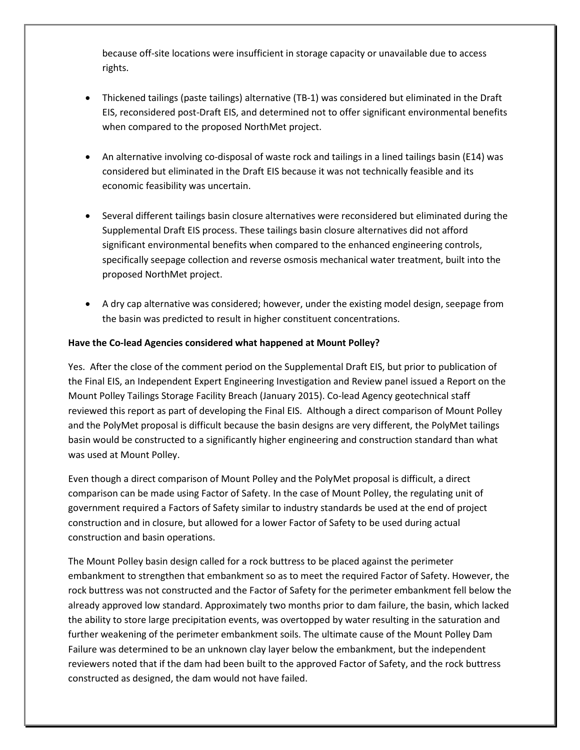because off-site locations were insufficient in storage capacity or unavailable due to access rights.

- Thickened tailings (paste tailings) alternative (TB-1) was considered but eliminated in the Draft EIS, reconsidered post-Draft EIS, and determined not to offer significant environmental benefits when compared to the proposed NorthMet project.

- An alternative involving co-disposal of waste rock and tailings in a lined tailings basin (E14) was considered but eliminated in the Draft EIS because it was not technically feasible and its economic feasibility was uncertain.

- Several different tailings basin closure alternatives were reconsidered but eliminated during the Supplemental Draft EIS process. These tailings basin closure alternatives did not afford significant environmental benefits when compared to the enhanced engineering controls, specifically seepage collection and reverse osmosis mechanical water treatment, built into the proposed NorthMet project.

- A dry cap alternative was considered; however, under the existing model design, seepage from the basin was predicted to result in higher constituent concentrations.

**Have the Co-lead Agencies considered what happened at Mount Polley?**

Yes. After the close of the comment period on the Supplemental Draft EIS, but prior to publication of the Final EIS, an Independent Expert Engineering Investigation and Review panel issued a Report on the Mount Polley Tailings Storage Facility Breach (January 2015). Co-lead Agency geotechnical staff reviewed this report as part of developing the Final EIS. Although a direct comparison of Mount Polley and the PolyMet proposal is difficult because the basin designs are very different, the PolyMet tailings basin would be constructed to a significantly higher engineering and construction standard than what was used at Mount Polley.

Even though a direct comparison of Mount Polley and the PolyMet proposal is difficult, a direct comparison can be made using Factor of Safety. In the case of Mount Polley, the regulating unit of government required a Factors of Safety similar to industry standards be used at the end of project construction and in closure, but allowed for a lower Factor of Safety to be used during actual construction and basin operations.

The Mount Polley basin design called for a rock buttress to be placed against the perimeter embankment to strengthen that embankment so as to meet the required Factor of Safety. However, the rock buttress was not constructed and the Factor of Safety for the perimeter embankment fell below the already approved low standard. Approximately two months prior to dam failure, the basin, which lacked the ability to store large precipitation events, was overtopped by water resulting in the saturation and further weakening of the perimeter embankment soils. The ultimate cause of the Mount Polley Dam Failure was determined to be an unknown clay layer below the embankment, but the independent reviewers noted that if the dam had been built to the approved Factor of Safety, and the rock buttress constructed as designed, the dam would not have failed.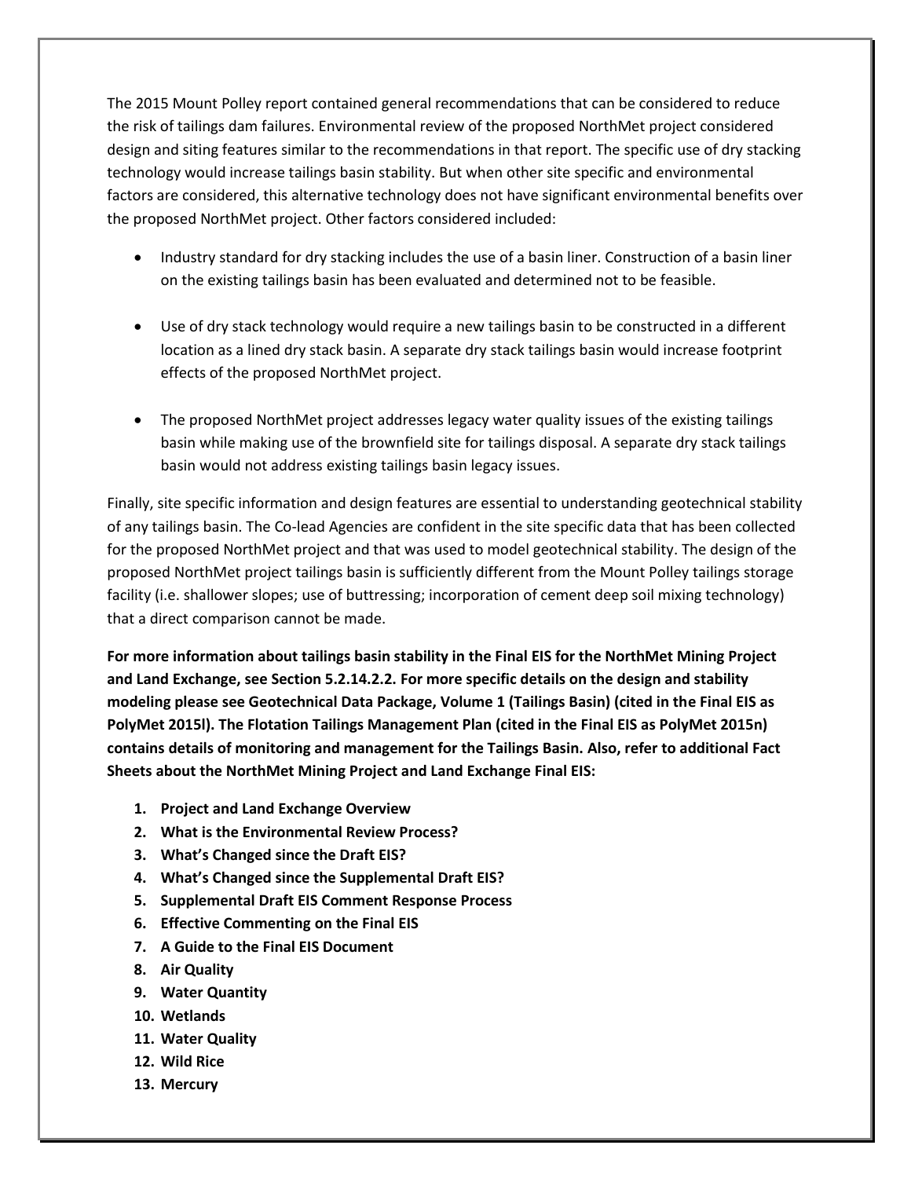The 2015 Mount Polley report contained general recommendations that can be considered to reduce the risk of tailings dam failures. Environmental review of the proposed NorthMet project considered design and siting features similar to the recommendations in that report. The specific use of dry stacking technology would increase tailings basin stability. But when other site specific and environmental factors are considered, this alternative technology does not have significant environmental benefits over the proposed NorthMet project. Other factors considered included:

- Industry standard for dry stacking includes the use of a basin liner. Construction of a basin liner on the existing tailings basin has been evaluated and determined not to be feasible.
- Use of dry stack technology would require a new tailings basin to be constructed in a different location as a lined dry stack basin. A separate dry stack tailings basin would increase footprint effects of the proposed NorthMet project.
- The proposed NorthMet project addresses legacy water quality issues of the existing tailings basin while making use of the brownfield site for tailings disposal. A separate dry stack tailings basin would not address existing tailings basin legacy issues.

Finally, site specific information and design features are essential to understanding geotechnical stability of any tailings basin. The Co-lead Agencies are confident in the site specific data that has been collected for the proposed NorthMet project and that was used to model geotechnical stability. The design of the proposed NorthMet project tailings basin is sufficiently different from the Mount Polley tailings storage facility (i.e. shallower slopes; use of buttressing; incorporation of cement deep soil mixing technology) that a direct comparison cannot be made.

**For more information about tailings basin stability in the Final EIS for the NorthMet Mining Project and Land Exchange, see Section 5.2.14.2.2. For more specific details on the design and stability modeling please see Geotechnical Data Package, Volume 1 (Tailings Basin) (cited in the Final EIS as PolyMet 2015l). The Flotation Tailings Management Plan (cited in the Final EIS as PolyMet 2015n) contains details of monitoring and management for the Tailings Basin. Also, refer to additional Fact Sheets about the NorthMet Mining Project and Land Exchange Final EIS:**

1. **Project and Land Exchange Overview**
2. **What is the Environmental Review Process?**
3. **What's Changed since the Draft EIS?**
4. **What's Changed since the Supplemental Draft EIS?**
5. **Supplemental Draft EIS Comment Response Process**
6. **Effective Commenting on the Final EIS**
7. **A Guide to the Final EIS Document**
8. **Air Quality**
9. **Water Quantity**
10. **Wetlands**
11. **Water Quality**
12. **Wild Rice**
13. **Mercury**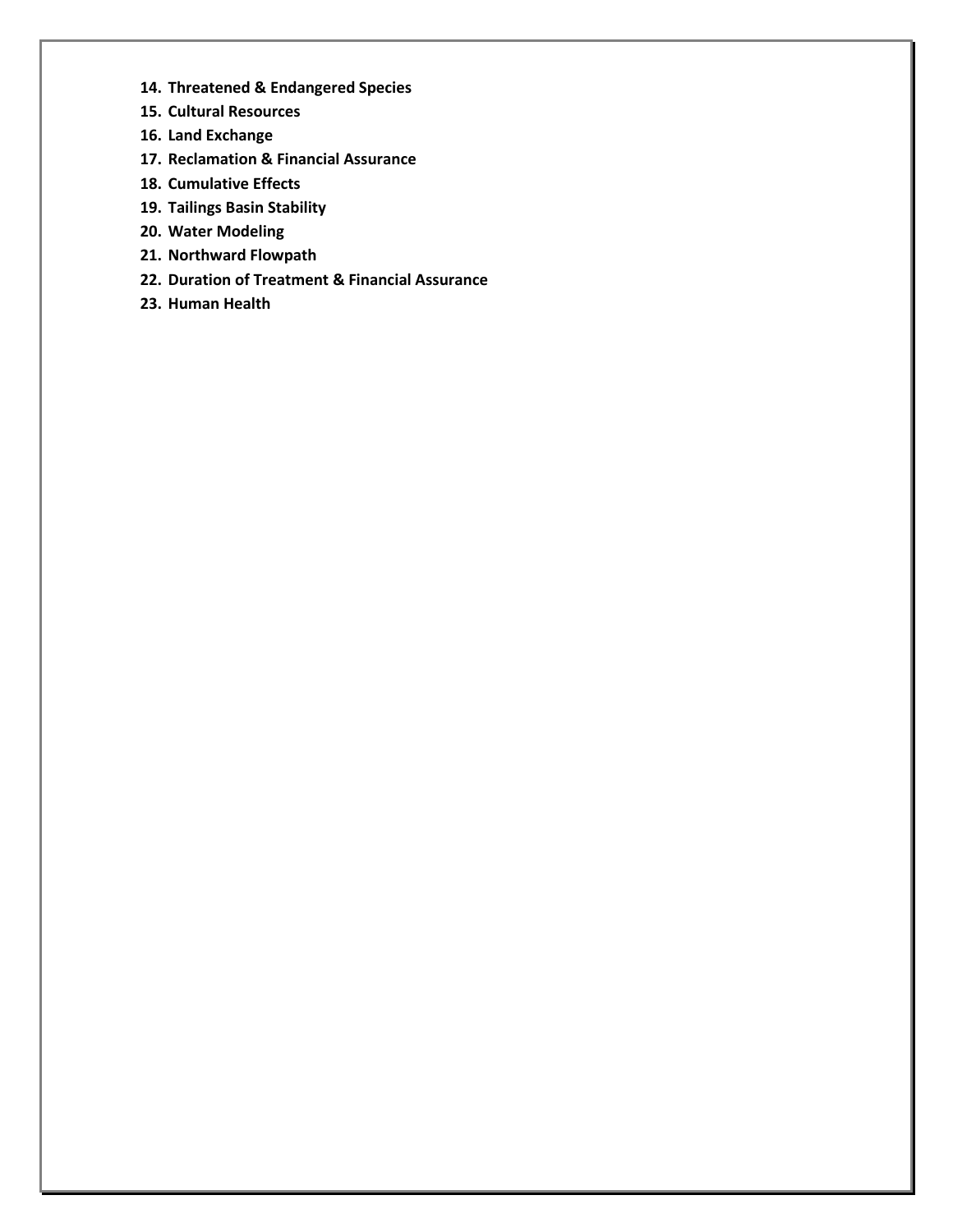14. **Threatened & Endangered Species**
15. **Cultural Resources**
16. **Land Exchange**
17. **Reclamation & Financial Assurance**
18. **Cumulative Effects**
19. **Tailings Basin Stability**
20. **Water Modeling**
21. **Northward Flowpath**
22. **Duration of Treatment & Financial Assurance**
23. **Human Health**